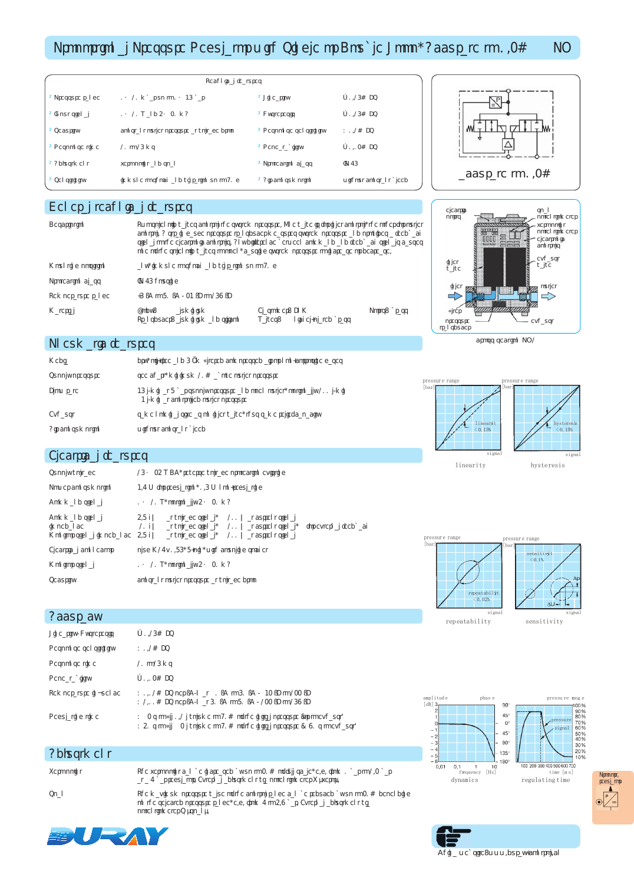# Npmnmprgml _j Npcqqspc Pcesj_rmpu gf Qdgejc mp Bms`jc Jmm*?aasp_rc rm. ,0#    NO

| Rcaf l ga_j dc_rspcq | | | |
|---|---|---|---|
| Npcqqspc p_l ec | . · /. k`_psn rm. · 13 `_p | J gj c_pgw | Ú . ,/3# DQ |
| Gnsr qgel _j | . · /. T_ I b 2 · 0. k? | F wqrcpcqgq | Ú . ,/3# DQ |
| Qcaspgw | aml qr_l r msrnsr npcqqspc _r rmr_ec bpmn | Pcnc_r_`ggw | Ú . ,/# DQ |
| Pcqnml qc rgk c | /. m/3 k q | Pcnc_r_`ggw | Ú . ,0# DQ |
| ? bhsqrk cl r | xcpmnmgl r _l b qn_l | Npmrcargml aj_qq | GN 43 |
| Qcl qgrgygw | gk k sl c rm qf mai _l b tg p_rgml sn rm 7. e | ? gpaml qsk nrgml | ugf msr aml qr_l r `jccb |

_aasp_rc rm. ,0#

## Ecl cp_j rcaf l ga_j dc_rspcq

| | |
|---|---|
| Bcqagpgrgml | Ru m qnpgl mrb t_jtcq aml rpmj rf c qwqrck npcqqspc, Ml c t_jtc gq dmp dgjcr aml rpmj* rf c mrf cp dmp msrjcr aml rpmj, ? ppgl e_sec npcqqspc rp_l qbsacpk c_qspcq qwqrck npcqqspc _l b npmtgbcq _ dcb`_ai qgel _j rm rf c cjcarpml ga aml rpmj, ? l wbgdgcpcl ac `crucl aml k _l b _l b dcb`_ai qgel _j gq _ sqcq rm c mrdf c qmijcl mgb t_jtcq rm mmcl *a_sgl e qwqrck npcqqspc rm gl apc_qc mp bcapc_qc, |
| Kmsl rgl e nmqgrgml | _l w `sk k sl c rm qf mai _l b tg p_rgml sn rm 7. e |
| Npmrcargml aj_qq | GN 43 f msqgl e |
| Rck ncp_rspc p_l ec | +3 B?A rm 5. B?A - 01 B?F rm/ 36 B?F |
| K _rcpg_j | @mbw8 _jsk gl gsk · Rp_l qbsacp8 _jsk gl gsk _l b qgjgaml · Cj_qmk cp8 DI K · T_jtcq8 l gai cj+nj_rcb `p_qq · Npmrcar8 `p_qq |

## Nl csk _rga dc_rspcq

| | |
|---|---|
| K cbg_ | bpw* mgj+dpcc _l b 3 Ök «jrcpcb amk npcqqcb _gp mpl ml +amppmqgtc e_qcq |
| Qsnnjw npcqqspc | qcc af _p* k gl gk sk /. # _`mtc msrjcr npcqqspc |
| Djmu p_rc | 13 j+k gl _r 5 `_pqsnnjw npcqqspc _l b mmcl msrjcr* mmgml _jjw/. . j+k gl 1 j+k gl _r aml rpmjjcb msrjcr npcqqspc |
| Cvf _sqr | q_k c l mk gl _j qgxc _q ml gl jcr t_jtc* rf sq q_k c pcjgcda_n_agw |
| ? gpaml qsk nrgml | ugf msr aml qr_l r `jccb |

## Cjcarpga_j dc_rspcq

| | |
|---|---|
| Qsnnjwt mjr_ec | /3 · 02 T BA* pctcpqc t mjr_ec npmrcargml cvgqrgl e |
| Nmu cpaml qsk nrgml | 1,4 U dmp pcesj_rgml *. ,3 U l ml +pcesj_rgl e |
| Aml k _l b qgel _j | . · /. T* mmrgml _jjw 2 · 0. k ? |
| Aml k _l b qgel _j gk ncb_l ac | 2,5 i | _r rmr_ec qgel _j* /. . | _r aspcl r qgel _j · /. i | _r rmr_ec qgel _j* /. . | _r aspcl r qgel _j* dmp cvrcpl _j dcb`_ai · K ml gmpgel _j gk ncb_l ac 2,5 i | _r rmr_ec qgel _j* /. . | _r aspcl r qgel _j |
| Cjcarpga_j aml l carnp | njse K /4v. ,53*5+ngl *ugf amrgl e qmai cr |
| K ml gmpgel _j | . · /. T* mmrgml _jjw 2 · 0. k ? |
| Qcaspgw | aml qr_l r msrnsr npcqqspc _r rmr_ec bpmn |

## ? aasp_aw

| | |
|---|---|
| J gj c_pgw+F wqrcpcqgq | Ú . ,/3# DQ |
| Pcqnml qc qcl qgggw | : . ,/# DQ |
| Pcqnml qc rgk c | /. m/3 k q |
| Pcnc_r_`ggw | Ú . ,. 0# DQ |
| Rck ncp_rspc gl +sc l ac | : . ,. /# DQ ncp B?A-I _r . B?A rm 3. B?A - 10 B?F rm/ 00 B?F · : /. ,. # DQ ncp B?A-I _r 3. B?A rm 5. B?A - / 00 B?F rm/ 36 B?F |
| Pcesj_rgl e rgk c | : 0 q rm «jj. ,/ j tmjsk c rm 7. # mdrf c ggj j npcqqspc &mrmcvf _sqr' · : 2. q rm «jj 0 j tmjsk c rm 7. # mdrf c ggj j npcqqspc & 6. q rm cvf _sqr' |

## ? bhsqrk cl r

| | |
|---|---|
| Xcpmnmgl r | Rf c xcpmnmgl r a_l `c gl apc_qcb `wsn rm 0. # mdrf c ggj j qa_jc*c,e, dmk . `_prm/ ,0 `_p _r _ 4 `_ppcesj_rmp, Cvrcp _j _bhsqrk cl rg nmrcl rgmk crcp Pv, jmap ml|, |
| Qn_l | Rf c k _vgk sk npcqqspc r_jsc mdrf c aml rpmjj p_l ec a_l `c pcbsacb `wsn rm0. # bcncl bgl e ml rf c qcjcarcb npcqqspc p_l ec*c,e, dmk 4 rm2,6 `_p Cvrcp _j _bhsqrk cl rg nmrcl rgmk crcp Qn_l, jmap ml|, |

_aasp_rc rm. ,0#

cjcarpga nmpq · qn_l nmrcl rgmk crcp · xcpmnmgl r nmrcl rgmk crcp · cjcarpml ga aml rpmj · cvf _sqr t_jtc · gl jcr t_jtc · gl jcr · msrjcr · «jrcp · npcqqspc rp_l qbsacp · cvf _sqr

apmqq qcargml NO/

pressure range [bar] · signal · linearity < 0.15% · linearity

pressure range [bar] · signal · hysteresis < 0.15% · hysteresis

pressure range [bar] · signal · repeatability < 0.02% · repeatability

pressure range [bar] · signal · sensitivity < 0.1% · Δp · ΔU · sensitivity

amplitude [dB] · phase · frequency [Hz] · dynamics

pressure range · pressure · signal · time [ms] · regulating time

Npmnmprgml _j pcesj_rmp

Afgl _ uc`qgrc8 u u u ,bsp_wamlrpmj,al